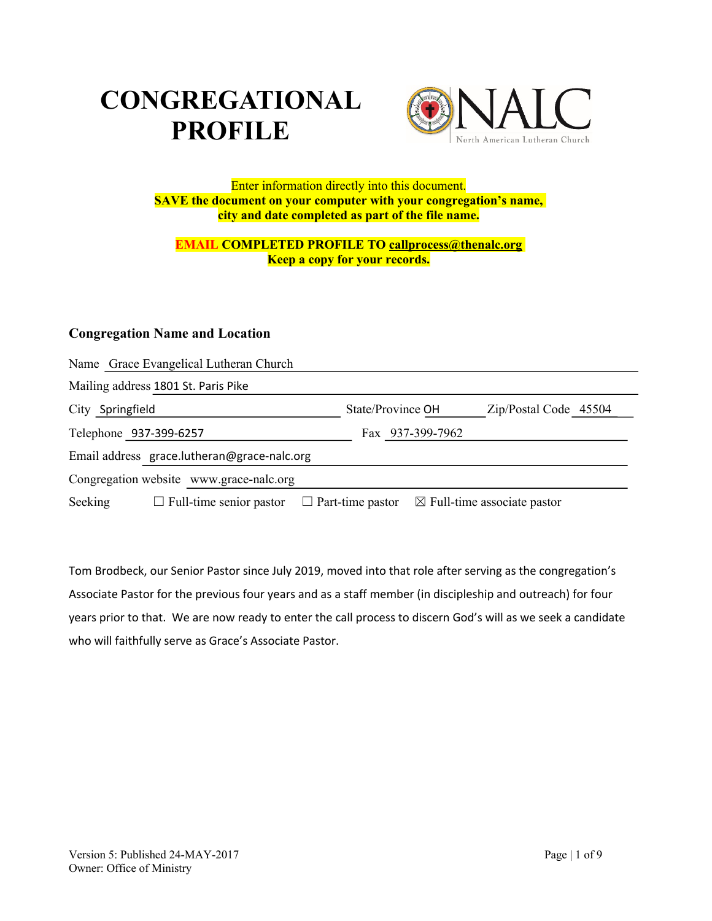# CONGREGATIONAL PROFILE

Enter information directly into this document.
**SAVE the document on your computer with your congregation's name, city and date completed as part of the file name.**

**EMAIL COMPLETED PROFILE TO callprocess@thenalc.org**
**Keep a copy for your records.**

### Congregation Name and Location

Name Grace Evangelical Lutheran Church

Mailing address 1801 St. Paris Pike

City Springfield State/Province OH Zip/Postal Code 45504

Telephone 937-399-6257 Fax 937-399-7962

Email address grace.lutheran@grace-nalc.org

Congregation website www.grace-nalc.org

Seeking ☐ Full-time senior pastor ☐ Part-time pastor ☒ Full-time associate pastor

Tom Brodbeck, our Senior Pastor since July 2019, moved into that role after serving as the congregation's Associate Pastor for the previous four years and as a staff member (in discipleship and outreach) for four years prior to that. We are now ready to enter the call process to discern God's will as we seek a candidate who will faithfully serve as Grace's Associate Pastor.

Version 5: Published 24-MAY-2017
Owner: Office of Ministry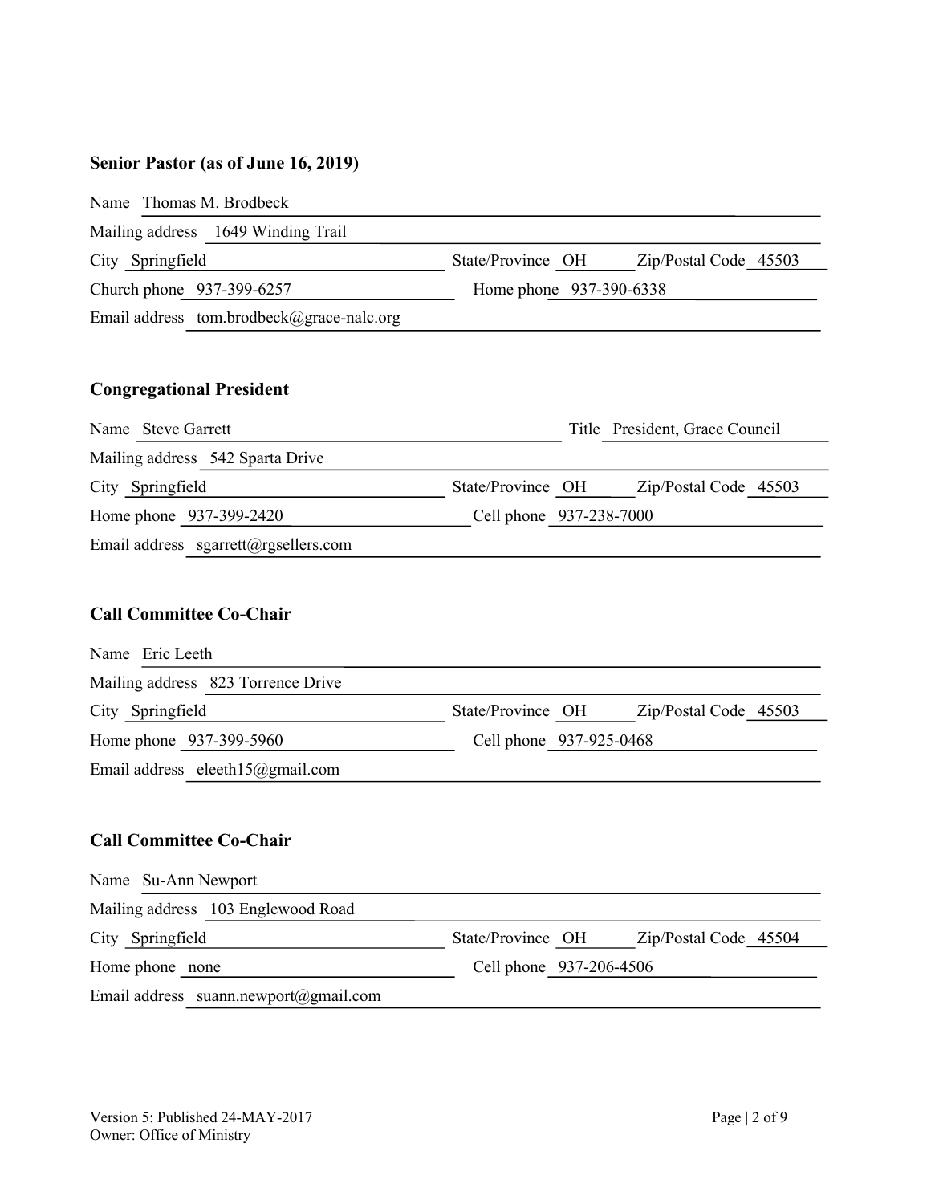### Senior Pastor (as of June 16, 2019)

Name Thomas M. Brodbeck

Mailing address 1649 Winding Trail

City Springfield State/Province OH Zip/Postal Code 45503

Church phone 937-399-6257 Home phone 937-390-6338

Email address tom.brodbeck@grace-nalc.org

### Congregational President

Name Steve Garrett Title President, Grace Council

Mailing address 542 Sparta Drive

City Springfield State/Province OH Zip/Postal Code 45503

Home phone 937-399-2420 Cell phone 937-238-7000

Email address sgarrett@rgsellers.com

### Call Committee Co-Chair

Name Eric Leeth

Mailing address 823 Torrence Drive

City Springfield State/Province OH Zip/Postal Code 45503

Home phone 937-399-5960 Cell phone 937-925-0468

Email address eleeth15@gmail.com

### Call Committee Co-Chair

Name Su-Ann Newport

Mailing address 103 Englewood Road

City Springfield State/Province OH Zip/Postal Code 45504

Home phone none Cell phone 937-206-4506

Email address suann.newport@gmail.com

Version 5: Published 24-MAY-2017
Owner: Office of Ministry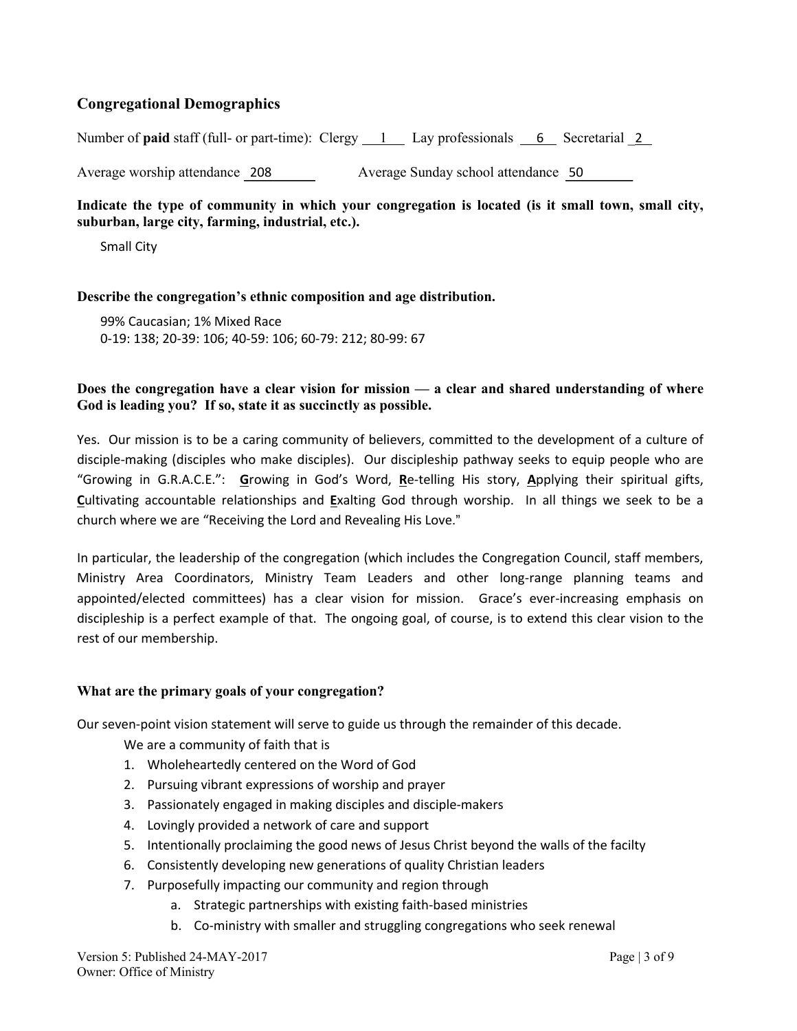## Congregational Demographics

Number of **paid** staff (full- or part-time): Clergy 1 Lay professionals 6 Secretarial 2

Average worship attendance 208 Average Sunday school attendance 50

**Indicate the type of community in which your congregation is located (is it small town, small city, suburban, large city, farming, industrial, etc.).**

Small City

**Describe the congregation's ethnic composition and age distribution.**

99% Caucasian; 1% Mixed Race
0-19: 138; 20-39: 106; 40-59: 106; 60-79: 212; 80-99: 67

**Does the congregation have a clear vision for mission — a clear and shared understanding of where God is leading you? If so, state it as succinctly as possible.**

Yes. Our mission is to be a caring community of believers, committed to the development of a culture of disciple-making (disciples who make disciples). Our discipleship pathway seeks to equip people who are "Growing in G.R.A.C.E.": **G**rowing in God's Word, **R**e-telling His story, **A**pplying their spiritual gifts, **C**ultivating accountable relationships and **E**xalting God through worship. In all things we seek to be a church where we are "Receiving the Lord and Revealing His Love."

In particular, the leadership of the congregation (which includes the Congregation Council, staff members, Ministry Area Coordinators, Ministry Team Leaders and other long-range planning teams and appointed/elected committees) has a clear vision for mission. Grace's ever-increasing emphasis on discipleship is a perfect example of that. The ongoing goal, of course, is to extend this clear vision to the rest of our membership.

**What are the primary goals of your congregation?**

Our seven-point vision statement will serve to guide us through the remainder of this decade.

We are a community of faith that is

1. Wholeheartedly centered on the Word of God
2. Pursuing vibrant expressions of worship and prayer
3. Passionately engaged in making disciples and disciple-makers
4. Lovingly provided a network of care and support
5. Intentionally proclaiming the good news of Jesus Christ beyond the walls of the facilty
6. Consistently developing new generations of quality Christian leaders
7. Purposefully impacting our community and region through
    a. Strategic partnerships with existing faith-based ministries
    b. Co-ministry with smaller and struggling congregations who seek renewal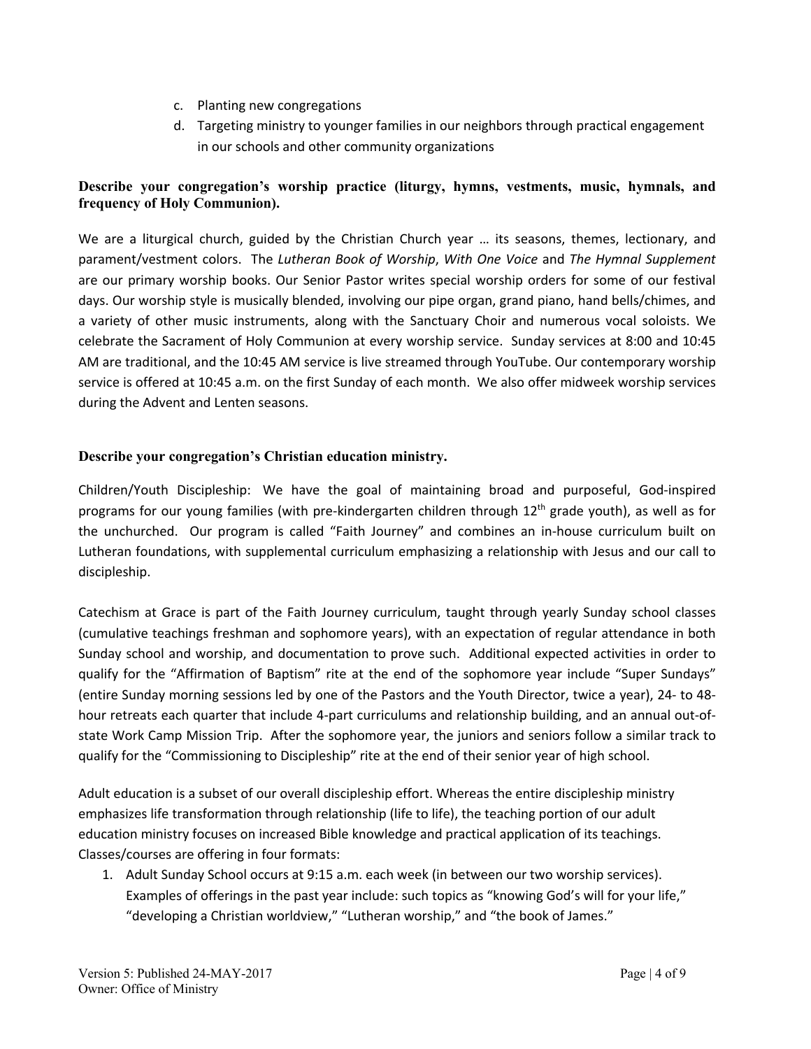c. Planting new congregations
d. Targeting ministry to younger families in our neighbors through practical engagement in our schools and other community organizations

**Describe your congregation's worship practice (liturgy, hymns, vestments, music, hymnals, and frequency of Holy Communion).**

We are a liturgical church, guided by the Christian Church year … its seasons, themes, lectionary, and parament/vestment colors. The *Lutheran Book of Worship*, *With One Voice* and *The Hymnal Supplement* are our primary worship books. Our Senior Pastor writes special worship orders for some of our festival days. Our worship style is musically blended, involving our pipe organ, grand piano, hand bells/chimes, and a variety of other music instruments, along with the Sanctuary Choir and numerous vocal soloists. We celebrate the Sacrament of Holy Communion at every worship service. Sunday services at 8:00 and 10:45 AM are traditional, and the 10:45 AM service is live streamed through YouTube. Our contemporary worship service is offered at 10:45 a.m. on the first Sunday of each month. We also offer midweek worship services during the Advent and Lenten seasons.

**Describe your congregation's Christian education ministry.**

Children/Youth Discipleship: We have the goal of maintaining broad and purposeful, God-inspired programs for our young families (with pre-kindergarten children through 12th grade youth), as well as for the unchurched. Our program is called "Faith Journey" and combines an in-house curriculum built on Lutheran foundations, with supplemental curriculum emphasizing a relationship with Jesus and our call to discipleship.

Catechism at Grace is part of the Faith Journey curriculum, taught through yearly Sunday school classes (cumulative teachings freshman and sophomore years), with an expectation of regular attendance in both Sunday school and worship, and documentation to prove such. Additional expected activities in order to qualify for the "Affirmation of Baptism" rite at the end of the sophomore year include "Super Sundays" (entire Sunday morning sessions led by one of the Pastors and the Youth Director, twice a year), 24- to 48-hour retreats each quarter that include 4-part curriculums and relationship building, and an annual out-of-state Work Camp Mission Trip. After the sophomore year, the juniors and seniors follow a similar track to qualify for the "Commissioning to Discipleship" rite at the end of their senior year of high school.

Adult education is a subset of our overall discipleship effort. Whereas the entire discipleship ministry emphasizes life transformation through relationship (life to life), the teaching portion of our adult education ministry focuses on increased Bible knowledge and practical application of its teachings. Classes/courses are offering in four formats:

1. Adult Sunday School occurs at 9:15 a.m. each week (in between our two worship services). Examples of offerings in the past year include: such topics as "knowing God's will for your life," "developing a Christian worldview," "Lutheran worship," and "the book of James."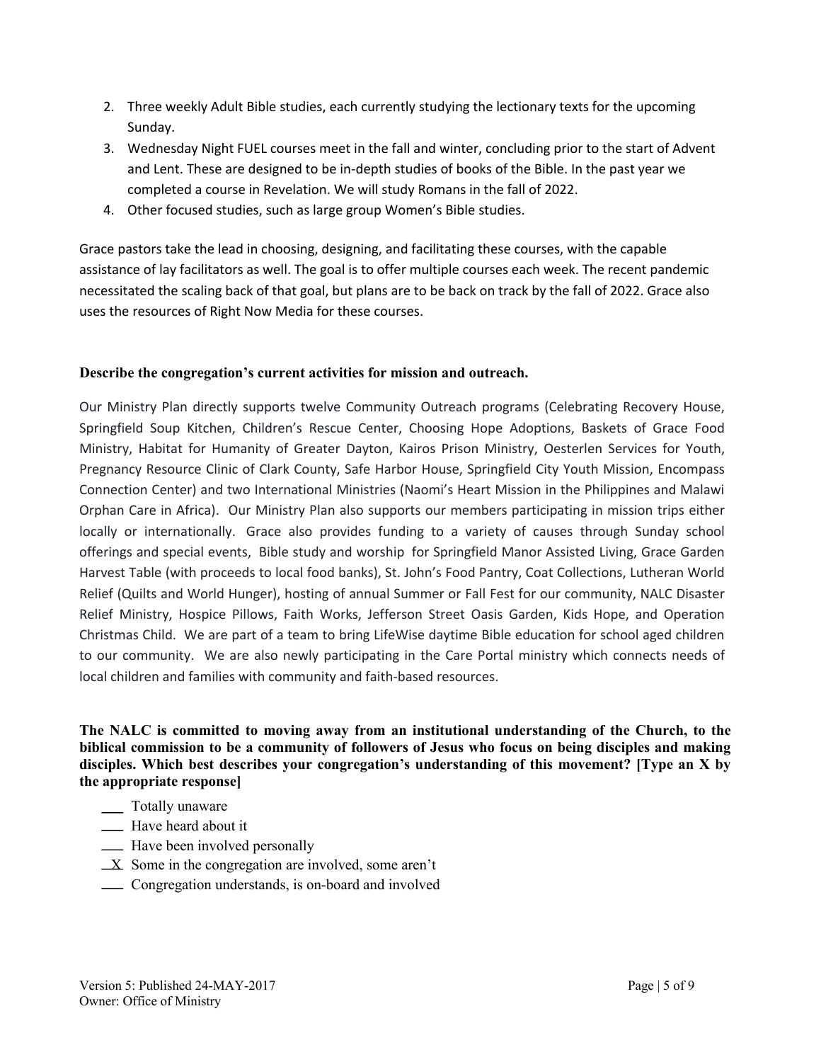2. Three weekly Adult Bible studies, each currently studying the lectionary texts for the upcoming Sunday.
3. Wednesday Night FUEL courses meet in the fall and winter, concluding prior to the start of Advent and Lent. These are designed to be in-depth studies of books of the Bible. In the past year we completed a course in Revelation. We will study Romans in the fall of 2022.
4. Other focused studies, such as large group Women's Bible studies.

Grace pastors take the lead in choosing, designing, and facilitating these courses, with the capable assistance of lay facilitators as well. The goal is to offer multiple courses each week. The recent pandemic necessitated the scaling back of that goal, but plans are to be back on track by the fall of 2022. Grace also uses the resources of Right Now Media for these courses.

**Describe the congregation's current activities for mission and outreach.**

Our Ministry Plan directly supports twelve Community Outreach programs (Celebrating Recovery House, Springfield Soup Kitchen, Children's Rescue Center, Choosing Hope Adoptions, Baskets of Grace Food Ministry, Habitat for Humanity of Greater Dayton, Kairos Prison Ministry, Oesterlen Services for Youth, Pregnancy Resource Clinic of Clark County, Safe Harbor House, Springfield City Youth Mission, Encompass Connection Center) and two International Ministries (Naomi's Heart Mission in the Philippines and Malawi Orphan Care in Africa). Our Ministry Plan also supports our members participating in mission trips either locally or internationally. Grace also provides funding to a variety of causes through Sunday school offerings and special events, Bible study and worship for Springfield Manor Assisted Living, Grace Garden Harvest Table (with proceeds to local food banks), St. John's Food Pantry, Coat Collections, Lutheran World Relief (Quilts and World Hunger), hosting of annual Summer or Fall Fest for our community, NALC Disaster Relief Ministry, Hospice Pillows, Faith Works, Jefferson Street Oasis Garden, Kids Hope, and Operation Christmas Child. We are part of a team to bring LifeWise daytime Bible education for school aged children to our community. We are also newly participating in the Care Portal ministry which connects needs of local children and families with community and faith-based resources.

**The NALC is committed to moving away from an institutional understanding of the Church, to the biblical commission to be a community of followers of Jesus who focus on being disciples and making disciples. Which best describes your congregation's understanding of this movement? [Type an X by the appropriate response]**

- ___ Totally unaware
- ___ Have heard about it
- ___ Have been involved personally
- _X_ Some in the congregation are involved, some aren't
- ___ Congregation understands, is on-board and involved

Version 5: Published 24-MAY-2017
Owner: Office of Ministry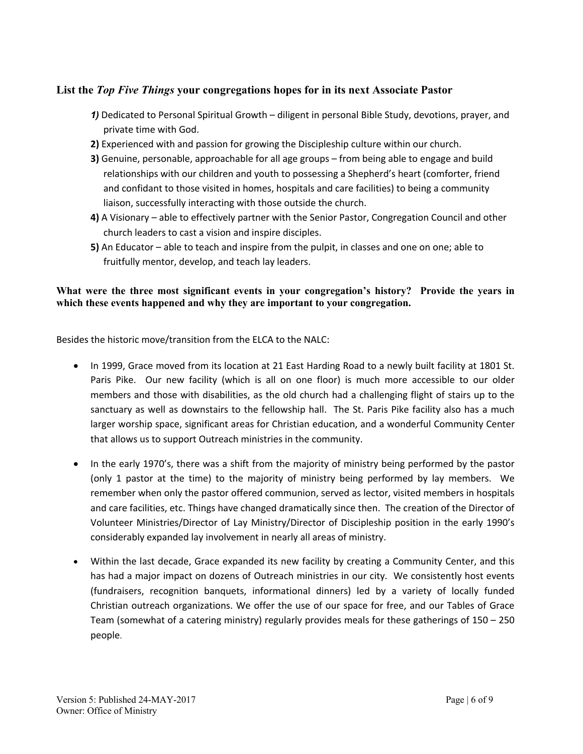### List the *Top Five Things* your congregations hopes for in its next Associate Pastor

***1)*** Dedicated to Personal Spiritual Growth – diligent in personal Bible Study, devotions, prayer, and private time with God.

**2)** Experienced with and passion for growing the Discipleship culture within our church.

**3)** Genuine, personable, approachable for all age groups – from being able to engage and build relationships with our children and youth to possessing a Shepherd's heart (comforter, friend and confidant to those visited in homes, hospitals and care facilities) to being a community liaison, successfully interacting with those outside the church.

**4)** A Visionary – able to effectively partner with the Senior Pastor, Congregation Council and other church leaders to cast a vision and inspire disciples.

**5)** An Educator – able to teach and inspire from the pulpit, in classes and one on one; able to fruitfully mentor, develop, and teach lay leaders.

### What were the three most significant events in your congregation's history? Provide the years in which these events happened and why they are important to your congregation.

Besides the historic move/transition from the ELCA to the NALC:

- In 1999, Grace moved from its location at 21 East Harding Road to a newly built facility at 1801 St. Paris Pike. Our new facility (which is all on one floor) is much more accessible to our older members and those with disabilities, as the old church had a challenging flight of stairs up to the sanctuary as well as downstairs to the fellowship hall. The St. Paris Pike facility also has a much larger worship space, significant areas for Christian education, and a wonderful Community Center that allows us to support Outreach ministries in the community.

- In the early 1970's, there was a shift from the majority of ministry being performed by the pastor (only 1 pastor at the time) to the majority of ministry being performed by lay members. We remember when only the pastor offered communion, served as lector, visited members in hospitals and care facilities, etc. Things have changed dramatically since then. The creation of the Director of Volunteer Ministries/Director of Lay Ministry/Director of Discipleship position in the early 1990's considerably expanded lay involvement in nearly all areas of ministry.

- Within the last decade, Grace expanded its new facility by creating a Community Center, and this has had a major impact on dozens of Outreach ministries in our city. We consistently host events (fundraisers, recognition banquets, informational dinners) led by a variety of locally funded Christian outreach organizations. We offer the use of our space for free, and our Tables of Grace Team (somewhat of a catering ministry) regularly provides meals for these gatherings of 150 – 250 people.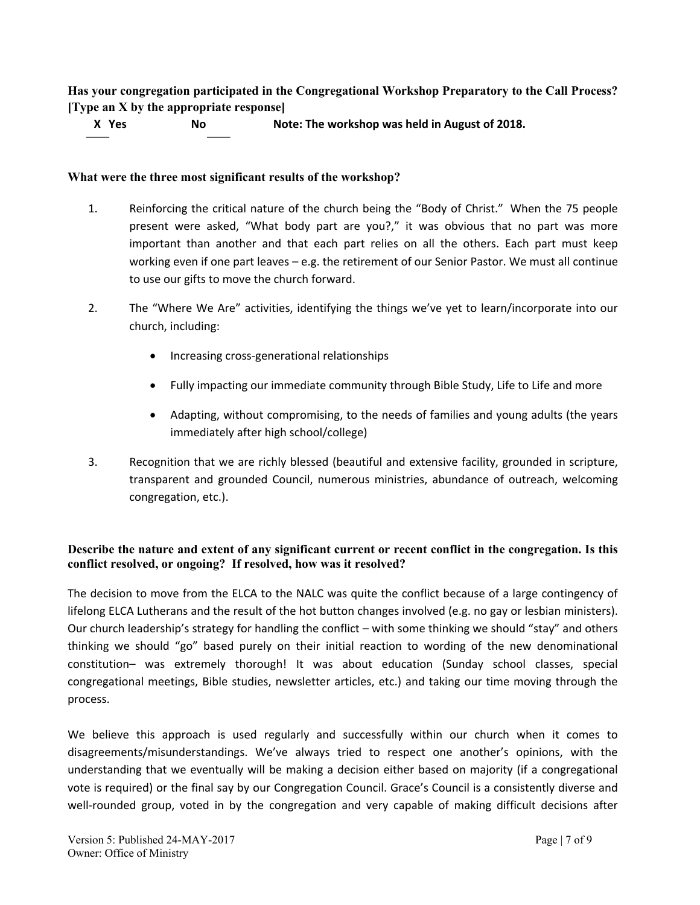**Has your congregation participated in the Congregational Workshop Preparatory to the Call Process? [Type an X by the appropriate response]**

**X Yes** &nbsp;&nbsp;&nbsp;&nbsp;&nbsp;&nbsp;&nbsp;&nbsp; **No** &nbsp;&nbsp;&nbsp;&nbsp;&nbsp;&nbsp;&nbsp;&nbsp; **Note: The workshop was held in August of 2018.**

**What were the three most significant results of the workshop?**

1. Reinforcing the critical nature of the church being the "Body of Christ." When the 75 people present were asked, "What body part are you?," it was obvious that no part was more important than another and that each part relies on all the others. Each part must keep working even if one part leaves – e.g. the retirement of our Senior Pastor. We must all continue to use our gifts to move the church forward.

2. The "Where We Are" activities, identifying the things we've yet to learn/incorporate into our church, including:

   - Increasing cross-generational relationships
   - Fully impacting our immediate community through Bible Study, Life to Life and more
   - Adapting, without compromising, to the needs of families and young adults (the years immediately after high school/college)

3. Recognition that we are richly blessed (beautiful and extensive facility, grounded in scripture, transparent and grounded Council, numerous ministries, abundance of outreach, welcoming congregation, etc.).

**Describe the nature and extent of any significant current or recent conflict in the congregation. Is this conflict resolved, or ongoing? If resolved, how was it resolved?**

The decision to move from the ELCA to the NALC was quite the conflict because of a large contingency of lifelong ELCA Lutherans and the result of the hot button changes involved (e.g. no gay or lesbian ministers). Our church leadership's strategy for handling the conflict – with some thinking we should "stay" and others thinking we should "go" based purely on their initial reaction to wording of the new denominational constitution– was extremely thorough! It was about education (Sunday school classes, special congregational meetings, Bible studies, newsletter articles, etc.) and taking our time moving through the process.

We believe this approach is used regularly and successfully within our church when it comes to disagreements/misunderstandings. We've always tried to respect one another's opinions, with the understanding that we eventually will be making a decision either based on majority (if a congregational vote is required) or the final say by our Congregation Council. Grace's Council is a consistently diverse and well-rounded group, voted in by the congregation and very capable of making difficult decisions after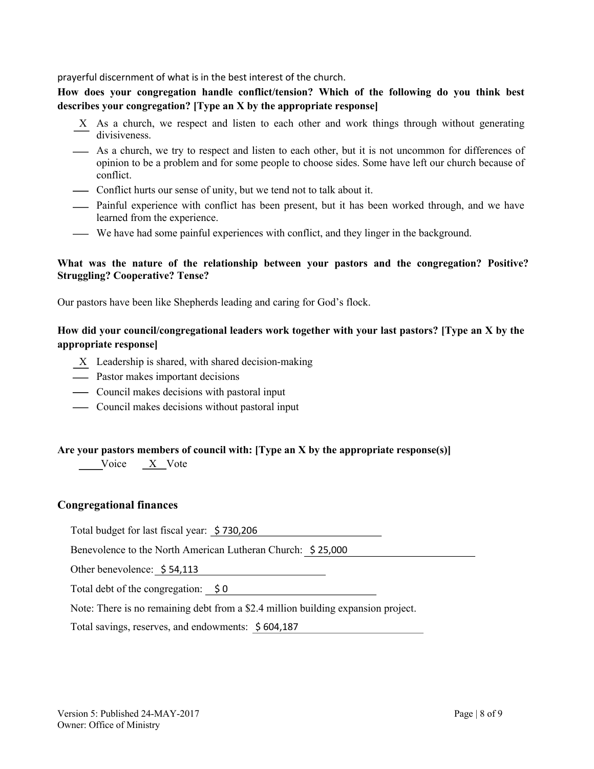prayerful discernment of what is in the best interest of the church.

**How does your congregation handle conflict/tension? Which of the following do you think best describes your congregation? [Type an X by the appropriate response]**

- X As a church, we respect and listen to each other and work things through without generating divisiveness.
- ___ As a church, we try to respect and listen to each other, but it is not uncommon for differences of opinion to be a problem and for some people to choose sides. Some have left our church because of conflict.
- ___ Conflict hurts our sense of unity, but we tend not to talk about it.
- ___ Painful experience with conflict has been present, but it has been worked through, and we have learned from the experience.
- ___ We have had some painful experiences with conflict, and they linger in the background.

**What was the nature of the relationship between your pastors and the congregation? Positive? Struggling? Cooperative? Tense?**

Our pastors have been like Shepherds leading and caring for God's flock.

**How did your council/congregational leaders work together with your last pastors? [Type an X by the appropriate response]**

- X Leadership is shared, with shared decision-making
- ___ Pastor makes important decisions
- ___ Council makes decisions with pastoral input
- ___ Council makes decisions without pastoral input

**Are your pastors members of council with: [Type an X by the appropriate response(s)]**

___ Voice X Vote

### Congregational finances

Total budget for last fiscal year: $ 730,206

Benevolence to the North American Lutheran Church: $ 25,000

Other benevolence: $ 54,113

Total debt of the congregation: $ 0

Note: There is no remaining debt from a $2.4 million building expansion project.

Total savings, reserves, and endowments: $ 604,187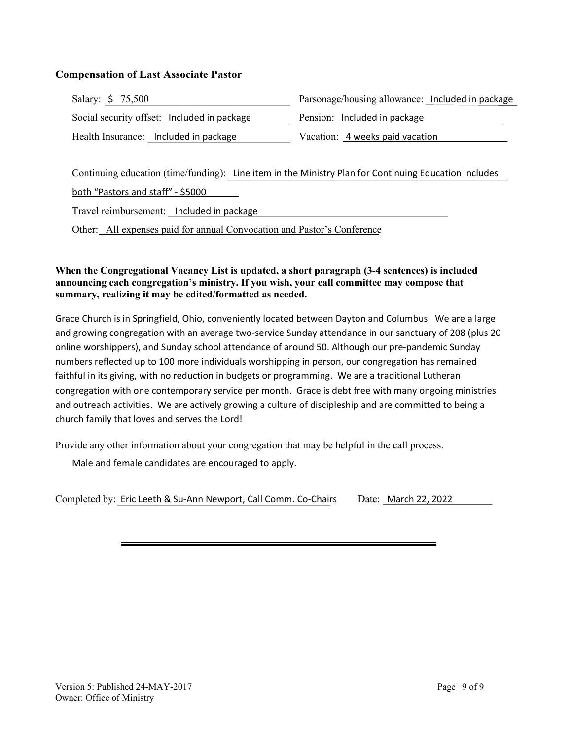### Compensation of Last Associate Pastor

Salary: $ 75,500

Parsonage/housing allowance: Included in package

Social security offset: Included in package

Pension: Included in package

Health Insurance: Included in package

Vacation: 4 weeks paid vacation

Continuing education (time/funding): Line item in the Ministry Plan for Continuing Education includes both "Pastors and staff" - $5000

Travel reimbursement: Included in package

Other: All expenses paid for annual Convocation and Pastor's Conference

**When the Congregational Vacancy List is updated, a short paragraph (3-4 sentences) is included announcing each congregation's ministry. If you wish, your call committee may compose that summary, realizing it may be edited/formatted as needed.**

Grace Church is in Springfield, Ohio, conveniently located between Dayton and Columbus. We are a large and growing congregation with an average two-service Sunday attendance in our sanctuary of 208 (plus 20 online worshippers), and Sunday school attendance of around 50. Although our pre-pandemic Sunday numbers reflected up to 100 more individuals worshipping in person, our congregation has remained faithful in its giving, with no reduction in budgets or programming. We are a traditional Lutheran congregation with one contemporary service per month. Grace is debt free with many ongoing ministries and outreach activities. We are actively growing a culture of discipleship and are committed to being a church family that loves and serves the Lord!

Provide any other information about your congregation that may be helpful in the call process.

Male and female candidates are encouraged to apply.

Completed by: Eric Leeth & Su-Ann Newport, Call Comm. Co-Chairs Date: March 22, 2022

Version 5: Published 24-MAY-2017
Owner: Office of Ministry